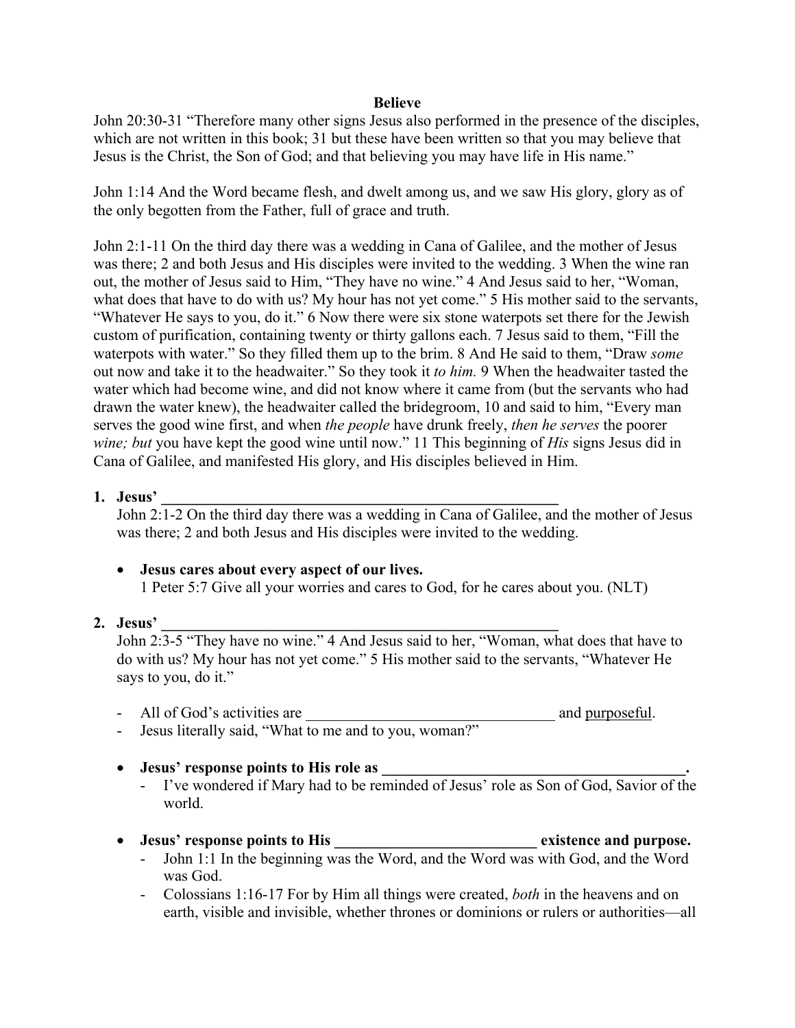**Believe**

John 20:30-31 "Therefore many other signs Jesus also performed in the presence of the disciples, which are not written in this book; 31 but these have been written so that you may believe that Jesus is the Christ, the Son of God; and that believing you may have life in His name."

John 1:14 And the Word became flesh, and dwelt among us, and we saw His glory, glory as of the only begotten from the Father, full of grace and truth.

John 2:1-11 On the third day there was a wedding in Cana of Galilee, and the mother of Jesus was there; 2 and both Jesus and His disciples were invited to the wedding. 3 When the wine ran out, the mother of Jesus said to Him, "They have no wine." 4 And Jesus said to her, "Woman, what does that have to do with us? My hour has not yet come." 5 His mother said to the servants, "Whatever He says to you, do it." 6 Now there were six stone waterpots set there for the Jewish custom of purification, containing twenty or thirty gallons each. 7 Jesus said to them, "Fill the waterpots with water." So they filled them up to the brim. 8 And He said to them, "Draw *some* out now and take it to the headwaiter." So they took it *to him.* 9 When the headwaiter tasted the water which had become wine, and did not know where it came from (but the servants who had drawn the water knew), the headwaiter called the bridegroom, 10 and said to him, "Every man serves the good wine first, and when *the people* have drunk freely, *then he serves* the poorer *wine; but* you have kept the good wine until now." 11 This beginning of *His* signs Jesus did in Cana of Galilee, and manifested His glory, and His disciples believed in Him.

1. **Jesus' \_\_\_\_\_\_\_\_\_\_\_\_\_\_\_\_\_\_\_\_\_\_\_\_\_\_\_\_\_\_\_\_\_\_\_\_\_\_\_\_\_\_\_\_\_\_\_\_\_\_\_\_**
   John 2:1-2 On the third day there was a wedding in Cana of Galilee, and the mother of Jesus was there; 2 and both Jesus and His disciples were invited to the wedding.

   - **Jesus cares about every aspect of our lives.**
     1 Peter 5:7 Give all your worries and cares to God, for he cares about you. (NLT)

2. **Jesus' \_\_\_\_\_\_\_\_\_\_\_\_\_\_\_\_\_\_\_\_\_\_\_\_\_\_\_\_\_\_\_\_\_\_\_\_\_\_\_\_\_\_\_\_\_\_\_\_\_\_\_\_**
   John 2:3-5 "They have no wine." 4 And Jesus said to her, "Woman, what does that have to do with us? My hour has not yet come." 5 His mother said to the servants, "Whatever He says to you, do it."

   - All of God's activities are \_\_\_\_\_\_\_\_\_\_\_\_\_\_\_\_\_\_\_\_\_\_\_\_\_\_\_\_\_\_\_\_\_ and <u>purposeful</u>.
   - Jesus literally said, "What to me and to you, woman?"

   - **Jesus' response points to His role as \_\_\_\_\_\_\_\_\_\_\_\_\_\_\_\_\_\_\_\_\_\_\_\_\_\_\_\_\_\_\_\_\_\_\_\_\_\_\_\_.**
     - I've wondered if Mary had to be reminded of Jesus' role as Son of God, Savior of the world.

   - **Jesus' response points to His \_\_\_\_\_\_\_\_\_\_\_\_\_\_\_\_\_\_\_\_\_\_\_\_\_\_ existence and purpose.**
     - John 1:1 In the beginning was the Word, and the Word was with God, and the Word was God.
     - Colossians 1:16-17 For by Him all things were created, *both* in the heavens and on earth, visible and invisible, whether thrones or dominions or rulers or authorities—all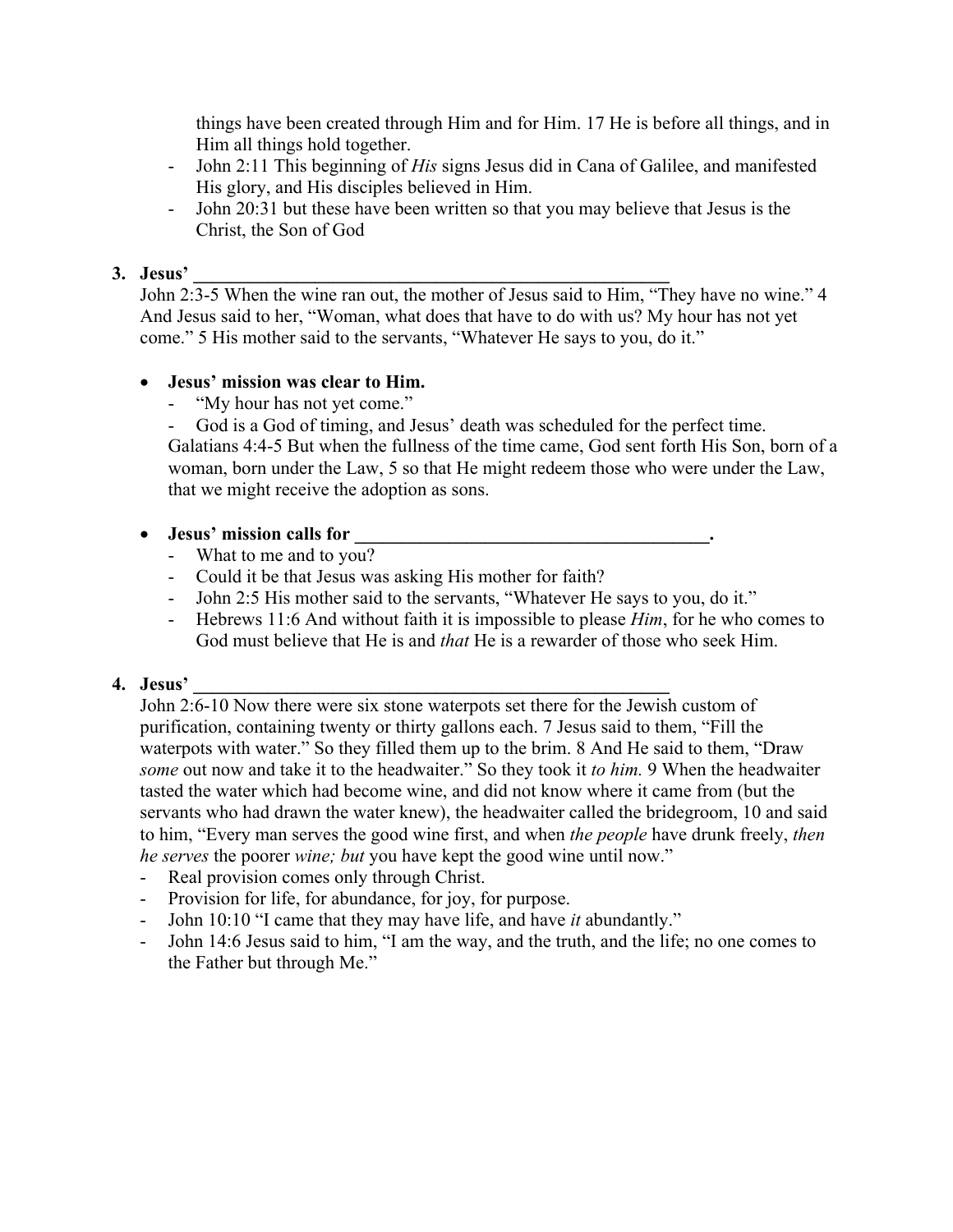things have been created through Him and for Him. 17 He is before all things, and in Him all things hold together.

- John 2:11 This beginning of *His* signs Jesus did in Cana of Galilee, and manifested His glory, and His disciples believed in Him.
- John 20:31 but these have been written so that you may believe that Jesus is the Christ, the Son of God

**3. Jesus' \_\_\_\_\_\_\_\_\_\_\_\_\_\_\_\_\_\_\_\_\_\_\_\_\_\_\_\_\_\_\_\_\_\_\_\_\_\_\_\_\_\_\_\_\_\_\_\_\_\_\_\_\_\_**

John 2:3-5 When the wine ran out, the mother of Jesus said to Him, "They have no wine." 4 And Jesus said to her, "Woman, what does that have to do with us? My hour has not yet come." 5 His mother said to the servants, "Whatever He says to you, do it."

- **Jesus' mission was clear to Him.**
  - "My hour has not yet come."
  - God is a God of timing, and Jesus' death was scheduled for the perfect time.

  Galatians 4:4-5 But when the fullness of the time came, God sent forth His Son, born of a woman, born under the Law, 5 so that He might redeem those who were under the Law, that we might receive the adoption as sons.

- **Jesus' mission calls for \_\_\_\_\_\_\_\_\_\_\_\_\_\_\_\_\_\_\_\_\_\_\_\_\_\_\_\_\_\_\_\_\_\_\_\_\_\_\_\_\_.**
  - What to me and to you?
  - Could it be that Jesus was asking His mother for faith?
  - John 2:5 His mother said to the servants, "Whatever He says to you, do it."
  - Hebrews 11:6 And without faith it is impossible to please *Him*, for he who comes to God must believe that He is and *that* He is a rewarder of those who seek Him.

**4. Jesus' \_\_\_\_\_\_\_\_\_\_\_\_\_\_\_\_\_\_\_\_\_\_\_\_\_\_\_\_\_\_\_\_\_\_\_\_\_\_\_\_\_\_\_\_\_\_\_\_\_\_\_\_\_\_**

John 2:6-10 Now there were six stone waterpots set there for the Jewish custom of purification, containing twenty or thirty gallons each. 7 Jesus said to them, "Fill the waterpots with water." So they filled them up to the brim. 8 And He said to them, "Draw *some* out now and take it to the headwaiter." So they took it *to him.* 9 When the headwaiter tasted the water which had become wine, and did not know where it came from (but the servants who had drawn the water knew), the headwaiter called the bridegroom, 10 and said to him, "Every man serves the good wine first, and when *the people* have drunk freely, *then he serves* the poorer *wine; but* you have kept the good wine until now."

- Real provision comes only through Christ.
- Provision for life, for abundance, for joy, for purpose.
- John 10:10 "I came that they may have life, and have *it* abundantly."
- John 14:6 Jesus said to him, "I am the way, and the truth, and the life; no one comes to the Father but through Me."